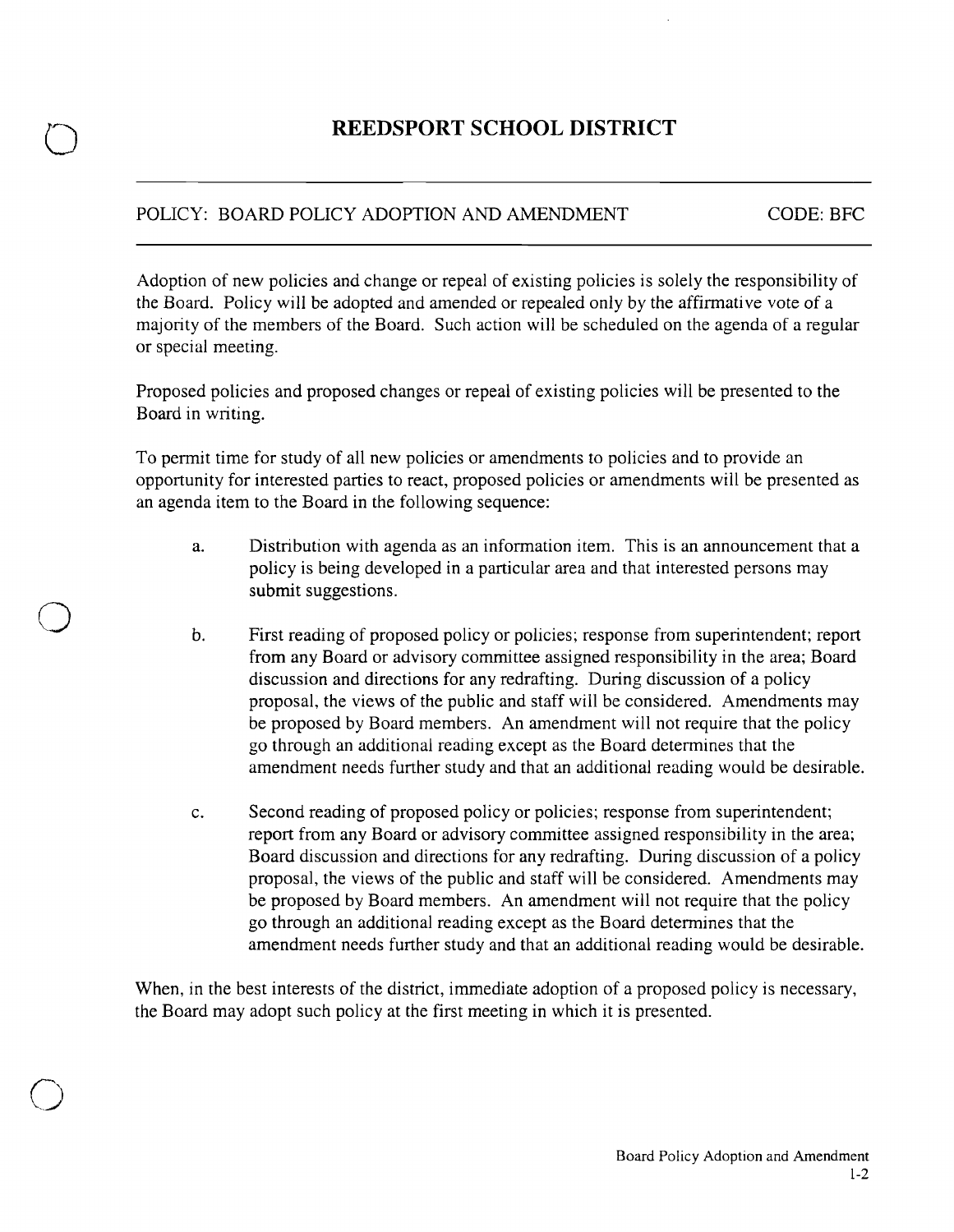# REEDSPORT SCHOOL DISTRICT

POLICY: BOARD POLICY ADOPTION AND AMENDMENT CODE: BFC

Adoption of new policies and change or repeal of existing policies is solely the responsibility of the Board. Policy will be adopted and amended or repealed only by the affirmative vote of a majority of the members of the Board. Such action will be scheduled on the agenda of a regular or special meeting.

Proposed policies and proposed changes or repeal of existing policies will be presented to the Board in writing.

To permit time for study of all new policies or amendments to policies and to provide an opportunity for interested parties to react, proposed policies or amendments will be presented as an agenda item to the Board in the following sequence:

a. Distribution with agenda as an information item. This is an announcement that a policy is being developed in a particular area and that interested persons may submit suggestions.

b. First reading of proposed policy or policies; response from superintendent; report from any Board or advisory committee assigned responsibility in the area; Board discussion and directions for any redrafting. During discussion of a policy proposal, the views of the public and staff will be considered. Amendments may be proposed by Board members. An amendment will not require that the policy go through an additional reading except as the Board determines that the amendment needs further study and that an additional reading would be desirable.

c. Second reading of proposed policy or policies; response from superintendent; report from any Board or advisory committee assigned responsibility in the area; Board discussion and directions for any redrafting. During discussion of a policy proposal, the views of the public and staff will be considered. Amendments may be proposed by Board members. An amendment will not require that the policy go through an additional reading except as the Board determines that the amendment needs further study and that an additional reading would be desirable.

When, in the best interests of the district, immediate adoption of a proposed policy is necessary, the Board may adopt such policy at the first meeting in which it is presented.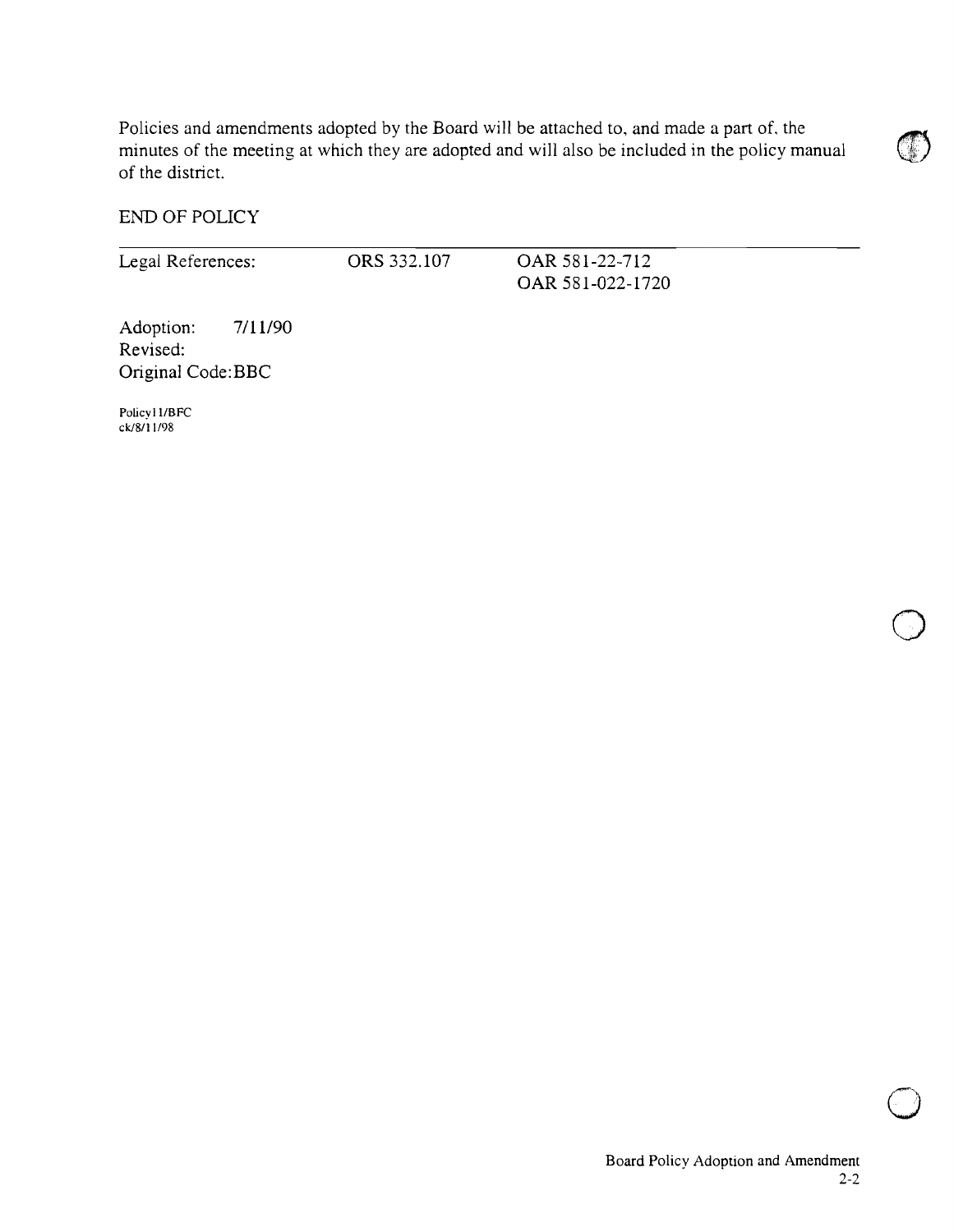Policies and amendments adopted by the Board will be attached to, and made a part of, the minutes of the meeting at which they are adopted and will also be included in the policy manual of the district.

END OF POLICY

| | | |
|---|---|---|
| Legal References: | ORS 332.107 | OAR 581-22-712 |
| | | OAR 581-022-1720 |

Adoption: 7/11/90
Revised:
Original Code: BBC

Policy11/BFC
ck/8/11/98